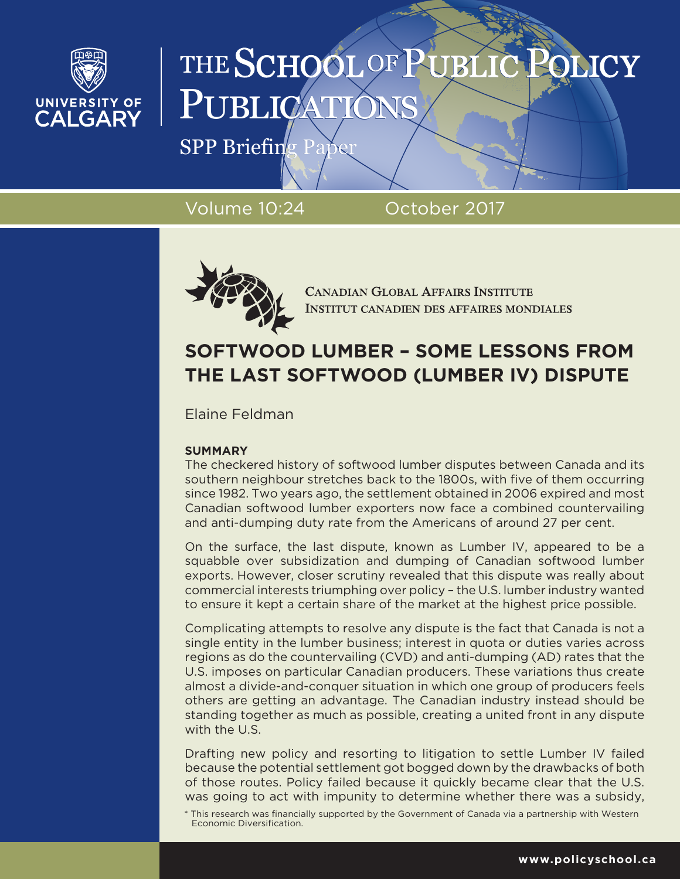# THE SCHOOL OF PUBLIC POLICY PUBLICATIONS

SPP Briefing Paper

Volume 10:24 October 2017

CANADIAN GLOBAL AFFAIRS INSTITUTE
INSTITUT CANADIEN DES AFFAIRES MONDIALES

## SOFTWOOD LUMBER – SOME LESSONS FROM THE LAST SOFTWOOD (LUMBER IV) DISPUTE

Elaine Feldman

**SUMMARY**

The checkered history of softwood lumber disputes between Canada and its southern neighbour stretches back to the 1800s, with five of them occurring since 1982. Two years ago, the settlement obtained in 2006 expired and most Canadian softwood lumber exporters now face a combined countervailing and anti-dumping duty rate from the Americans of around 27 per cent.

On the surface, the last dispute, known as Lumber IV, appeared to be a squabble over subsidization and dumping of Canadian softwood lumber exports. However, closer scrutiny revealed that this dispute was really about commercial interests triumphing over policy – the U.S. lumber industry wanted to ensure it kept a certain share of the market at the highest price possible.

Complicating attempts to resolve any dispute is the fact that Canada is not a single entity in the lumber business; interest in quota or duties varies across regions as do the countervailing (CVD) and anti-dumping (AD) rates that the U.S. imposes on particular Canadian producers. These variations thus create almost a divide-and-conquer situation in which one group of producers feels others are getting an advantage. The Canadian industry instead should be standing together as much as possible, creating a united front in any dispute with the U.S.

Drafting new policy and resorting to litigation to settle Lumber IV failed because the potential settlement got bogged down by the drawbacks of both of those routes. Policy failed because it quickly became clear that the U.S. was going to act with impunity to determine whether there was a subsidy,

\* This research was financially supported by the Government of Canada via a partnership with Western Economic Diversification.

www.policyschool.ca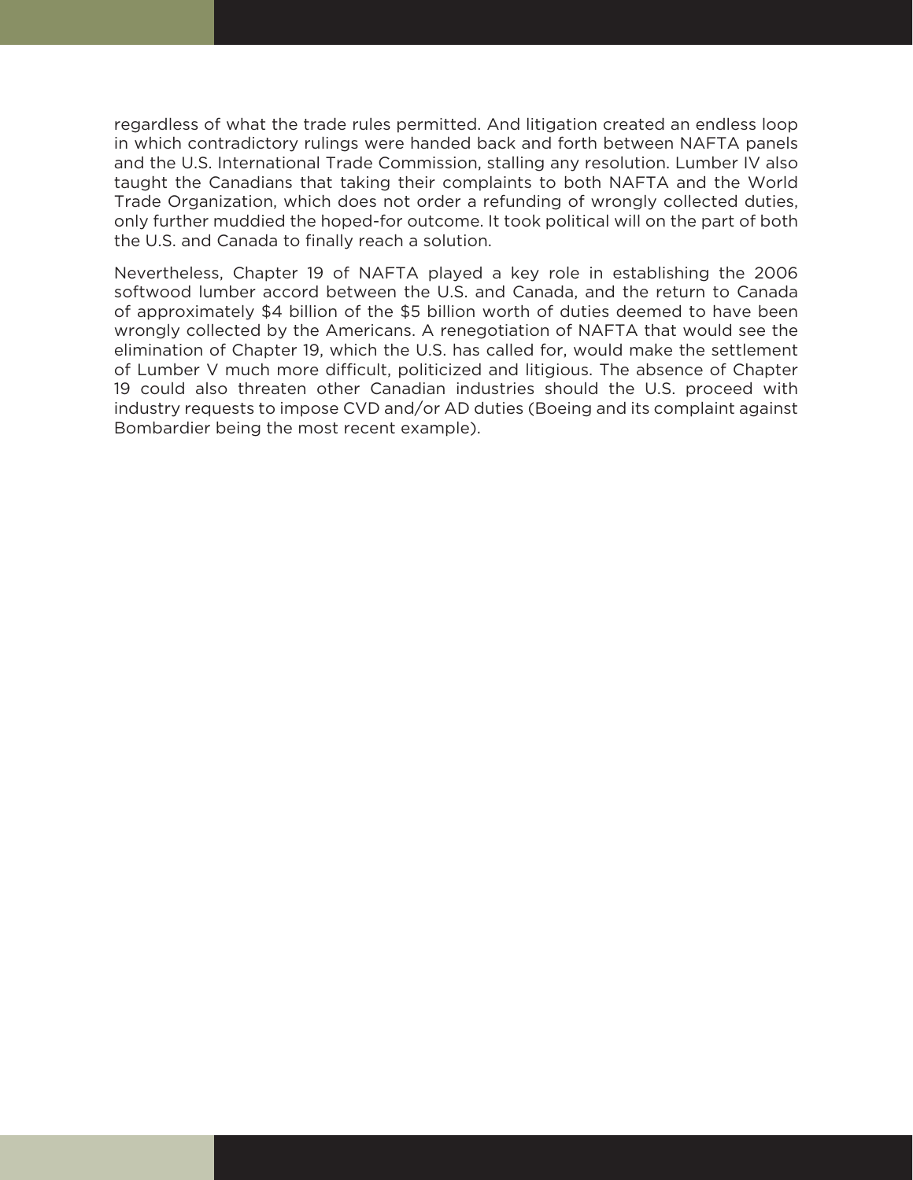regardless of what the trade rules permitted. And litigation created an endless loop in which contradictory rulings were handed back and forth between NAFTA panels and the U.S. International Trade Commission, stalling any resolution. Lumber IV also taught the Canadians that taking their complaints to both NAFTA and the World Trade Organization, which does not order a refunding of wrongly collected duties, only further muddied the hoped-for outcome. It took political will on the part of both the U.S. and Canada to finally reach a solution.

Nevertheless, Chapter 19 of NAFTA played a key role in establishing the 2006 softwood lumber accord between the U.S. and Canada, and the return to Canada of approximately $4 billion of the $5 billion worth of duties deemed to have been wrongly collected by the Americans. A renegotiation of NAFTA that would see the elimination of Chapter 19, which the U.S. has called for, would make the settlement of Lumber V much more difficult, politicized and litigious. The absence of Chapter 19 could also threaten other Canadian industries should the U.S. proceed with industry requests to impose CVD and/or AD duties (Boeing and its complaint against Bombardier being the most recent example).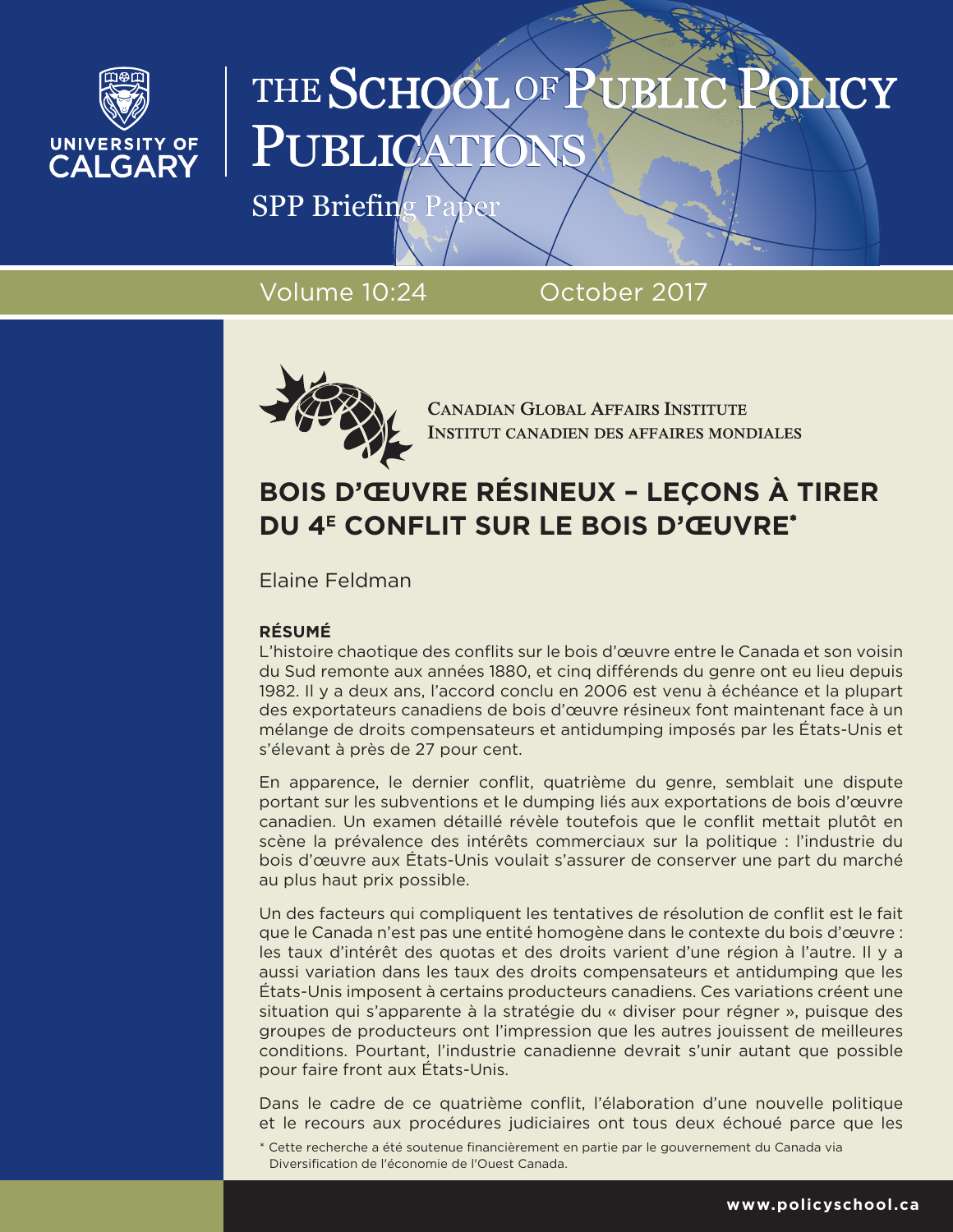THE SCHOOL OF PUBLIC POLICY PUBLICATIONS

SPP Briefing Paper

Volume 10:24 October 2017

CANADIAN GLOBAL AFFAIRS INSTITUTE
INSTITUT CANADIEN DES AFFAIRES MONDIALES

# BOIS D'ŒUVRE RÉSINEUX – LEÇONS À TIRER DU 4E CONFLIT SUR LE BOIS D'ŒUVRE*

Elaine Feldman

## RÉSUMÉ

L'histoire chaotique des conflits sur le bois d'œuvre entre le Canada et son voisin du Sud remonte aux années 1880, et cinq différends du genre ont eu lieu depuis 1982. Il y a deux ans, l'accord conclu en 2006 est venu à échéance et la plupart des exportateurs canadiens de bois d'œuvre résineux font maintenant face à un mélange de droits compensateurs et antidumping imposés par les États-Unis et s'élevant à près de 27 pour cent.

En apparence, le dernier conflit, quatrième du genre, semblait une dispute portant sur les subventions et le dumping liés aux exportations de bois d'œuvre canadien. Un examen détaillé révèle toutefois que le conflit mettait plutôt en scène la prévalence des intérêts commerciaux sur la politique : l'industrie du bois d'œuvre aux États-Unis voulait s'assurer de conserver une part du marché au plus haut prix possible.

Un des facteurs qui compliquent les tentatives de résolution de conflit est le fait que le Canada n'est pas une entité homogène dans le contexte du bois d'œuvre : les taux d'intérêt des quotas et des droits varient d'une région à l'autre. Il y a aussi variation dans les taux des droits compensateurs et antidumping que les États-Unis imposent à certains producteurs canadiens. Ces variations créent une situation qui s'apparente à la stratégie du « diviser pour régner », puisque des groupes de producteurs ont l'impression que les autres jouissent de meilleures conditions. Pourtant, l'industrie canadienne devrait s'unir autant que possible pour faire front aux États-Unis.

Dans le cadre de ce quatrième conflit, l'élaboration d'une nouvelle politique et le recours aux procédures judiciaires ont tous deux échoué parce que les

\* Cette recherche a été soutenue financièrement en partie par le gouvernement du Canada via Diversification de l'économie de l'Ouest Canada.

www.policyschool.ca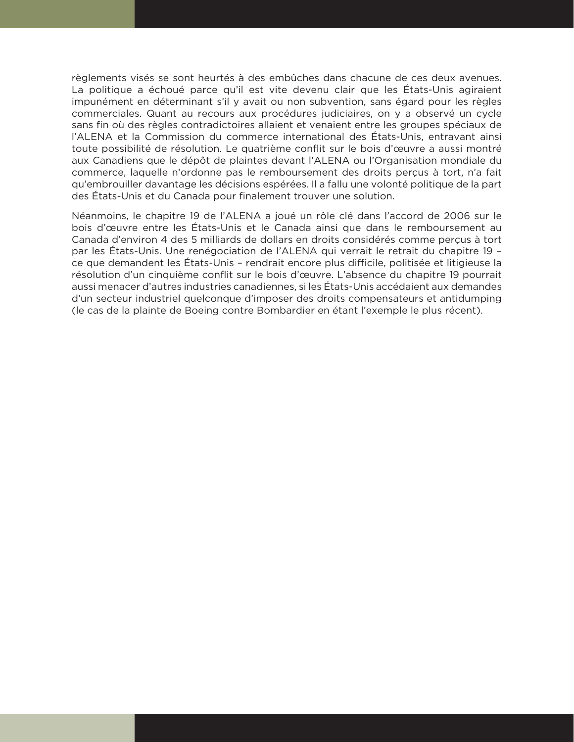règlements visés se sont heurtés à des embûches dans chacune de ces deux avenues. La politique a échoué parce qu'il est vite devenu clair que les États-Unis agiraient impunément en déterminant s'il y avait ou non subvention, sans égard pour les règles commerciales. Quant au recours aux procédures judiciaires, on y a observé un cycle sans fin où des règles contradictoires allaient et venaient entre les groupes spéciaux de l'ALENA et la Commission du commerce international des États-Unis, entravant ainsi toute possibilité de résolution. Le quatrième conflit sur le bois d'œuvre a aussi montré aux Canadiens que le dépôt de plaintes devant l'ALENA ou l'Organisation mondiale du commerce, laquelle n'ordonne pas le remboursement des droits perçus à tort, n'a fait qu'embrouiller davantage les décisions espérées. Il a fallu une volonté politique de la part des États-Unis et du Canada pour finalement trouver une solution.

Néanmoins, le chapitre 19 de l'ALENA a joué un rôle clé dans l'accord de 2006 sur le bois d'œuvre entre les États-Unis et le Canada ainsi que dans le remboursement au Canada d'environ 4 des 5 milliards de dollars en droits considérés comme perçus à tort par les États-Unis. Une renégociation de l'ALENA qui verrait le retrait du chapitre 19 – ce que demandent les États-Unis – rendrait encore plus difficile, politisée et litigieuse la résolution d'un cinquième conflit sur le bois d'œuvre. L'absence du chapitre 19 pourrait aussi menacer d'autres industries canadiennes, si les États-Unis accédaient aux demandes d'un secteur industriel quelconque d'imposer des droits compensateurs et antidumping (le cas de la plainte de Boeing contre Bombardier en étant l'exemple le plus récent).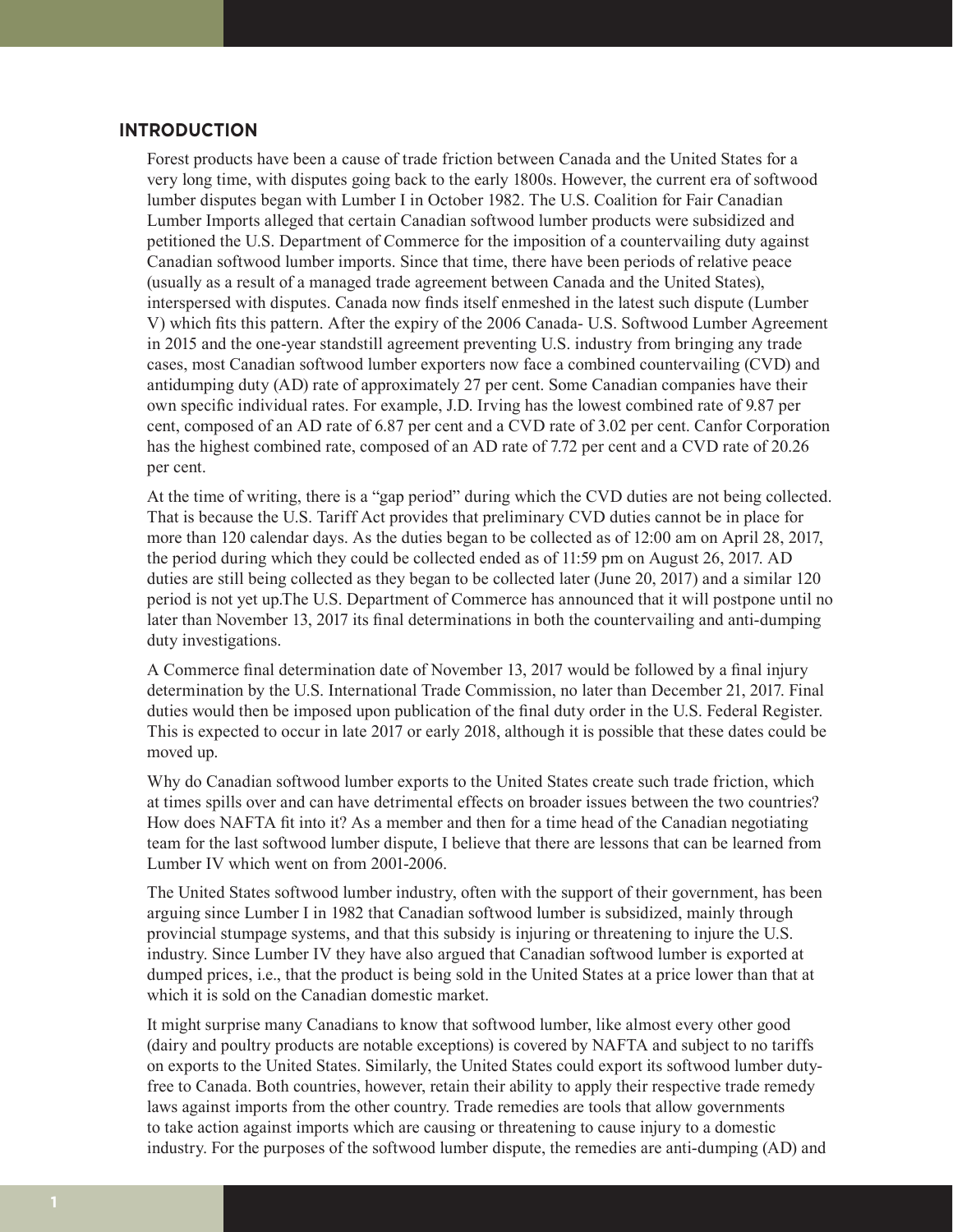## INTRODUCTION

Forest products have been a cause of trade friction between Canada and the United States for a very long time, with disputes going back to the early 1800s. However, the current era of softwood lumber disputes began with Lumber I in October 1982. The U.S. Coalition for Fair Canadian Lumber Imports alleged that certain Canadian softwood lumber products were subsidized and petitioned the U.S. Department of Commerce for the imposition of a countervailing duty against Canadian softwood lumber imports. Since that time, there have been periods of relative peace (usually as a result of a managed trade agreement between Canada and the United States), interspersed with disputes. Canada now finds itself enmeshed in the latest such dispute (Lumber V) which fits this pattern. After the expiry of the 2006 Canada- U.S. Softwood Lumber Agreement in 2015 and the one-year standstill agreement preventing U.S. industry from bringing any trade cases, most Canadian softwood lumber exporters now face a combined countervailing (CVD) and antidumping duty (AD) rate of approximately 27 per cent. Some Canadian companies have their own specific individual rates. For example, J.D. Irving has the lowest combined rate of 9.87 per cent, composed of an AD rate of 6.87 per cent and a CVD rate of 3.02 per cent. Canfor Corporation has the highest combined rate, composed of an AD rate of 7.72 per cent and a CVD rate of 20.26 per cent.

At the time of writing, there is a "gap period" during which the CVD duties are not being collected. That is because the U.S. Tariff Act provides that preliminary CVD duties cannot be in place for more than 120 calendar days. As the duties began to be collected as of 12:00 am on April 28, 2017, the period during which they could be collected ended as of 11:59 pm on August 26, 2017. AD duties are still being collected as they began to be collected later (June 20, 2017) and a similar 120 period is not yet up.The U.S. Department of Commerce has announced that it will postpone until no later than November 13, 2017 its final determinations in both the countervailing and anti-dumping duty investigations.

A Commerce final determination date of November 13, 2017 would be followed by a final injury determination by the U.S. International Trade Commission, no later than December 21, 2017. Final duties would then be imposed upon publication of the final duty order in the U.S. Federal Register. This is expected to occur in late 2017 or early 2018, although it is possible that these dates could be moved up.

Why do Canadian softwood lumber exports to the United States create such trade friction, which at times spills over and can have detrimental effects on broader issues between the two countries? How does NAFTA fit into it? As a member and then for a time head of the Canadian negotiating team for the last softwood lumber dispute, I believe that there are lessons that can be learned from Lumber IV which went on from 2001-2006.

The United States softwood lumber industry, often with the support of their government, has been arguing since Lumber I in 1982 that Canadian softwood lumber is subsidized, mainly through provincial stumpage systems, and that this subsidy is injuring or threatening to injure the U.S. industry. Since Lumber IV they have also argued that Canadian softwood lumber is exported at dumped prices, i.e., that the product is being sold in the United States at a price lower than that at which it is sold on the Canadian domestic market.

It might surprise many Canadians to know that softwood lumber, like almost every other good (dairy and poultry products are notable exceptions) is covered by NAFTA and subject to no tariffs on exports to the United States. Similarly, the United States could export its softwood lumber duty-free to Canada. Both countries, however, retain their ability to apply their respective trade remedy laws against imports from the other country. Trade remedies are tools that allow governments to take action against imports which are causing or threatening to cause injury to a domestic industry. For the purposes of the softwood lumber dispute, the remedies are anti-dumping (AD) and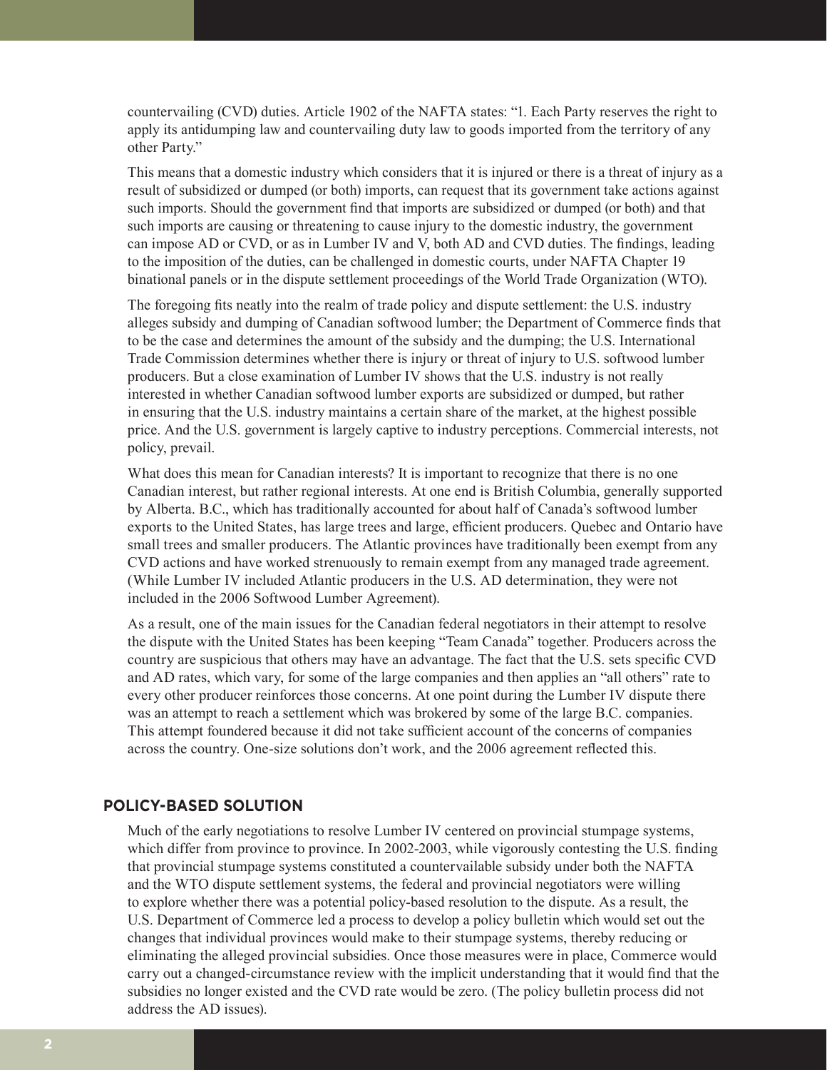countervailing (CVD) duties. Article 1902 of the NAFTA states: "1. Each Party reserves the right to apply its antidumping law and countervailing duty law to goods imported from the territory of any other Party."

This means that a domestic industry which considers that it is injured or there is a threat of injury as a result of subsidized or dumped (or both) imports, can request that its government take actions against such imports. Should the government find that imports are subsidized or dumped (or both) and that such imports are causing or threatening to cause injury to the domestic industry, the government can impose AD or CVD, or as in Lumber IV and V, both AD and CVD duties. The findings, leading to the imposition of the duties, can be challenged in domestic courts, under NAFTA Chapter 19 binational panels or in the dispute settlement proceedings of the World Trade Organization (WTO).

The foregoing fits neatly into the realm of trade policy and dispute settlement: the U.S. industry alleges subsidy and dumping of Canadian softwood lumber; the Department of Commerce finds that to be the case and determines the amount of the subsidy and the dumping; the U.S. International Trade Commission determines whether there is injury or threat of injury to U.S. softwood lumber producers. But a close examination of Lumber IV shows that the U.S. industry is not really interested in whether Canadian softwood lumber exports are subsidized or dumped, but rather in ensuring that the U.S. industry maintains a certain share of the market, at the highest possible price. And the U.S. government is largely captive to industry perceptions. Commercial interests, not policy, prevail.

What does this mean for Canadian interests? It is important to recognize that there is no one Canadian interest, but rather regional interests. At one end is British Columbia, generally supported by Alberta. B.C., which has traditionally accounted for about half of Canada's softwood lumber exports to the United States, has large trees and large, efficient producers. Quebec and Ontario have small trees and smaller producers. The Atlantic provinces have traditionally been exempt from any CVD actions and have worked strenuously to remain exempt from any managed trade agreement. (While Lumber IV included Atlantic producers in the U.S. AD determination, they were not included in the 2006 Softwood Lumber Agreement).

As a result, one of the main issues for the Canadian federal negotiators in their attempt to resolve the dispute with the United States has been keeping "Team Canada" together. Producers across the country are suspicious that others may have an advantage. The fact that the U.S. sets specific CVD and AD rates, which vary, for some of the large companies and then applies an "all others" rate to every other producer reinforces those concerns. At one point during the Lumber IV dispute there was an attempt to reach a settlement which was brokered by some of the large B.C. companies. This attempt foundered because it did not take sufficient account of the concerns of companies across the country. One-size solutions don't work, and the 2006 agreement reflected this.

## POLICY-BASED SOLUTION

Much of the early negotiations to resolve Lumber IV centered on provincial stumpage systems, which differ from province to province. In 2002-2003, while vigorously contesting the U.S. finding that provincial stumpage systems constituted a countervailable subsidy under both the NAFTA and the WTO dispute settlement systems, the federal and provincial negotiators were willing to explore whether there was a potential policy-based resolution to the dispute. As a result, the U.S. Department of Commerce led a process to develop a policy bulletin which would set out the changes that individual provinces would make to their stumpage systems, thereby reducing or eliminating the alleged provincial subsidies. Once those measures were in place, Commerce would carry out a changed-circumstance review with the implicit understanding that it would find that the subsidies no longer existed and the CVD rate would be zero. (The policy bulletin process did not address the AD issues).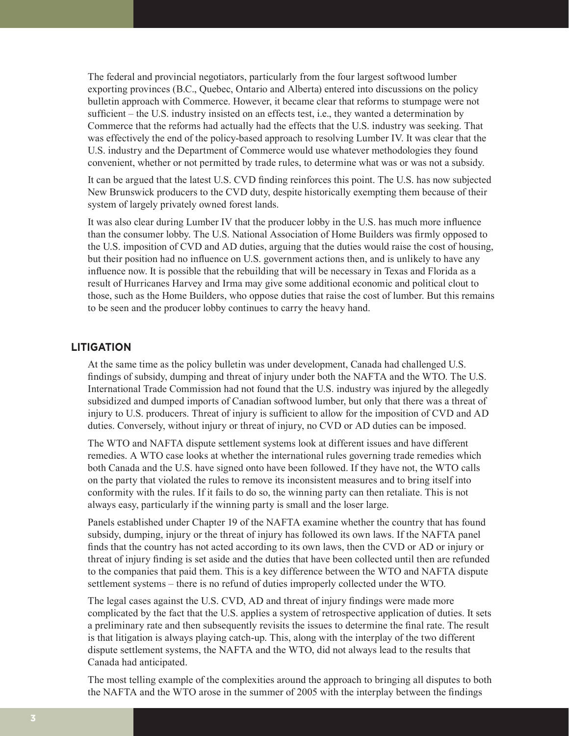The federal and provincial negotiators, particularly from the four largest softwood lumber exporting provinces (B.C., Quebec, Ontario and Alberta) entered into discussions on the policy bulletin approach with Commerce. However, it became clear that reforms to stumpage were not sufficient – the U.S. industry insisted on an effects test, i.e., they wanted a determination by Commerce that the reforms had actually had the effects that the U.S. industry was seeking. That was effectively the end of the policy-based approach to resolving Lumber IV. It was clear that the U.S. industry and the Department of Commerce would use whatever methodologies they found convenient, whether or not permitted by trade rules, to determine what was or was not a subsidy.

It can be argued that the latest U.S. CVD finding reinforces this point. The U.S. has now subjected New Brunswick producers to the CVD duty, despite historically exempting them because of their system of largely privately owned forest lands.

It was also clear during Lumber IV that the producer lobby in the U.S. has much more influence than the consumer lobby. The U.S. National Association of Home Builders was firmly opposed to the U.S. imposition of CVD and AD duties, arguing that the duties would raise the cost of housing, but their position had no influence on U.S. government actions then, and is unlikely to have any influence now. It is possible that the rebuilding that will be necessary in Texas and Florida as a result of Hurricanes Harvey and Irma may give some additional economic and political clout to those, such as the Home Builders, who oppose duties that raise the cost of lumber. But this remains to be seen and the producer lobby continues to carry the heavy hand.

## LITIGATION

At the same time as the policy bulletin was under development, Canada had challenged U.S. findings of subsidy, dumping and threat of injury under both the NAFTA and the WTO. The U.S. International Trade Commission had not found that the U.S. industry was injured by the allegedly subsidized and dumped imports of Canadian softwood lumber, but only that there was a threat of injury to U.S. producers. Threat of injury is sufficient to allow for the imposition of CVD and AD duties. Conversely, without injury or threat of injury, no CVD or AD duties can be imposed.

The WTO and NAFTA dispute settlement systems look at different issues and have different remedies. A WTO case looks at whether the international rules governing trade remedies which both Canada and the U.S. have signed onto have been followed. If they have not, the WTO calls on the party that violated the rules to remove its inconsistent measures and to bring itself into conformity with the rules. If it fails to do so, the winning party can then retaliate. This is not always easy, particularly if the winning party is small and the loser large.

Panels established under Chapter 19 of the NAFTA examine whether the country that has found subsidy, dumping, injury or the threat of injury has followed its own laws. If the NAFTA panel finds that the country has not acted according to its own laws, then the CVD or AD or injury or threat of injury finding is set aside and the duties that have been collected until then are refunded to the companies that paid them. This is a key difference between the WTO and NAFTA dispute settlement systems – there is no refund of duties improperly collected under the WTO.

The legal cases against the U.S. CVD, AD and threat of injury findings were made more complicated by the fact that the U.S. applies a system of retrospective application of duties. It sets a preliminary rate and then subsequently revisits the issues to determine the final rate. The result is that litigation is always playing catch-up. This, along with the interplay of the two different dispute settlement systems, the NAFTA and the WTO, did not always lead to the results that Canada had anticipated.

The most telling example of the complexities around the approach to bringing all disputes to both the NAFTA and the WTO arose in the summer of 2005 with the interplay between the findings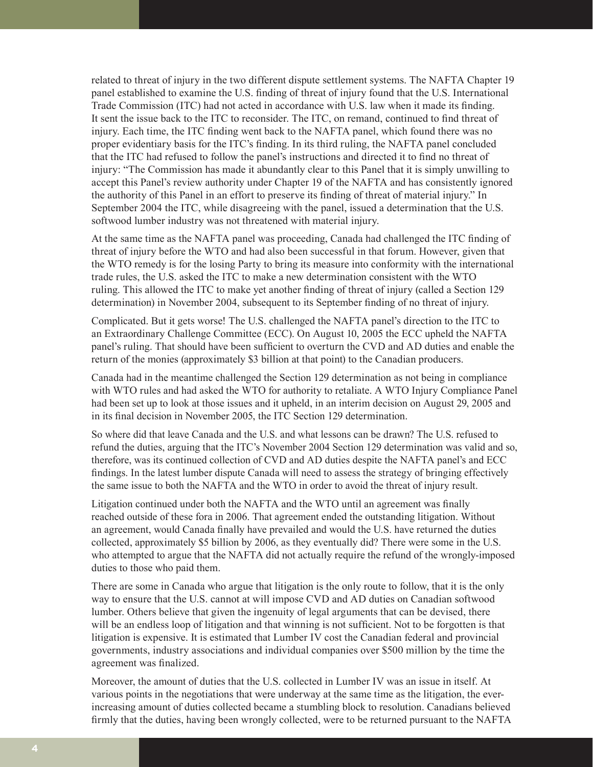related to threat of injury in the two different dispute settlement systems. The NAFTA Chapter 19 panel established to examine the U.S. finding of threat of injury found that the U.S. International Trade Commission (ITC) had not acted in accordance with U.S. law when it made its finding. It sent the issue back to the ITC to reconsider. The ITC, on remand, continued to find threat of injury. Each time, the ITC finding went back to the NAFTA panel, which found there was no proper evidentiary basis for the ITC's finding. In its third ruling, the NAFTA panel concluded that the ITC had refused to follow the panel's instructions and directed it to find no threat of injury: "The Commission has made it abundantly clear to this Panel that it is simply unwilling to accept this Panel's review authority under Chapter 19 of the NAFTA and has consistently ignored the authority of this Panel in an effort to preserve its finding of threat of material injury." In September 2004 the ITC, while disagreeing with the panel, issued a determination that the U.S. softwood lumber industry was not threatened with material injury.

At the same time as the NAFTA panel was proceeding, Canada had challenged the ITC finding of threat of injury before the WTO and had also been successful in that forum. However, given that the WTO remedy is for the losing Party to bring its measure into conformity with the international trade rules, the U.S. asked the ITC to make a new determination consistent with the WTO ruling. This allowed the ITC to make yet another finding of threat of injury (called a Section 129 determination) in November 2004, subsequent to its September finding of no threat of injury.

Complicated. But it gets worse! The U.S. challenged the NAFTA panel's direction to the ITC to an Extraordinary Challenge Committee (ECC). On August 10, 2005 the ECC upheld the NAFTA panel's ruling. That should have been sufficient to overturn the CVD and AD duties and enable the return of the monies (approximately $3 billion at that point) to the Canadian producers.

Canada had in the meantime challenged the Section 129 determination as not being in compliance with WTO rules and had asked the WTO for authority to retaliate. A WTO Injury Compliance Panel had been set up to look at those issues and it upheld, in an interim decision on August 29, 2005 and in its final decision in November 2005, the ITC Section 129 determination.

So where did that leave Canada and the U.S. and what lessons can be drawn? The U.S. refused to refund the duties, arguing that the ITC's November 2004 Section 129 determination was valid and so, therefore, was its continued collection of CVD and AD duties despite the NAFTA panel's and ECC findings. In the latest lumber dispute Canada will need to assess the strategy of bringing effectively the same issue to both the NAFTA and the WTO in order to avoid the threat of injury result.

Litigation continued under both the NAFTA and the WTO until an agreement was finally reached outside of these fora in 2006. That agreement ended the outstanding litigation. Without an agreement, would Canada finally have prevailed and would the U.S. have returned the duties collected, approximately $5 billion by 2006, as they eventually did? There were some in the U.S. who attempted to argue that the NAFTA did not actually require the refund of the wrongly-imposed duties to those who paid them.

There are some in Canada who argue that litigation is the only route to follow, that it is the only way to ensure that the U.S. cannot at will impose CVD and AD duties on Canadian softwood lumber. Others believe that given the ingenuity of legal arguments that can be devised, there will be an endless loop of litigation and that winning is not sufficient. Not to be forgotten is that litigation is expensive. It is estimated that Lumber IV cost the Canadian federal and provincial governments, industry associations and individual companies over $500 million by the time the agreement was finalized.

Moreover, the amount of duties that the U.S. collected in Lumber IV was an issue in itself. At various points in the negotiations that were underway at the same time as the litigation, the ever-increasing amount of duties collected became a stumbling block to resolution. Canadians believed firmly that the duties, having been wrongly collected, were to be returned pursuant to the NAFTA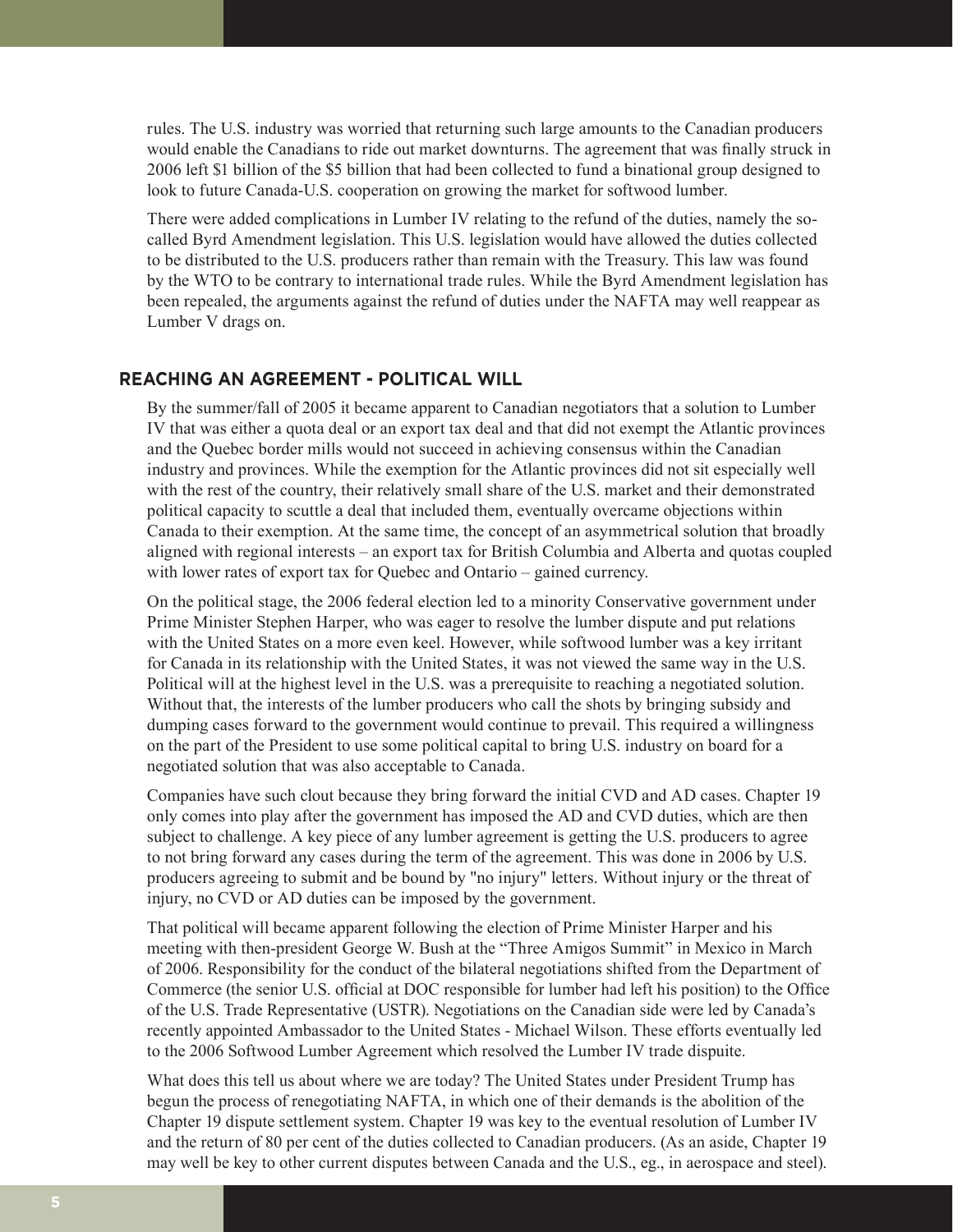rules. The U.S. industry was worried that returning such large amounts to the Canadian producers would enable the Canadians to ride out market downturns. The agreement that was finally struck in 2006 left $1 billion of the $5 billion that had been collected to fund a binational group designed to look to future Canada-U.S. cooperation on growing the market for softwood lumber.

There were added complications in Lumber IV relating to the refund of the duties, namely the so-called Byrd Amendment legislation. This U.S. legislation would have allowed the duties collected to be distributed to the U.S. producers rather than remain with the Treasury. This law was found by the WTO to be contrary to international trade rules. While the Byrd Amendment legislation has been repealed, the arguments against the refund of duties under the NAFTA may well reappear as Lumber V drags on.

## REACHING AN AGREEMENT - POLITICAL WILL

By the summer/fall of 2005 it became apparent to Canadian negotiators that a solution to Lumber IV that was either a quota deal or an export tax deal and that did not exempt the Atlantic provinces and the Quebec border mills would not succeed in achieving consensus within the Canadian industry and provinces. While the exemption for the Atlantic provinces did not sit especially well with the rest of the country, their relatively small share of the U.S. market and their demonstrated political capacity to scuttle a deal that included them, eventually overcame objections within Canada to their exemption. At the same time, the concept of an asymmetrical solution that broadly aligned with regional interests – an export tax for British Columbia and Alberta and quotas coupled with lower rates of export tax for Quebec and Ontario – gained currency.

On the political stage, the 2006 federal election led to a minority Conservative government under Prime Minister Stephen Harper, who was eager to resolve the lumber dispute and put relations with the United States on a more even keel. However, while softwood lumber was a key irritant for Canada in its relationship with the United States, it was not viewed the same way in the U.S. Political will at the highest level in the U.S. was a prerequisite to reaching a negotiated solution. Without that, the interests of the lumber producers who call the shots by bringing subsidy and dumping cases forward to the government would continue to prevail. This required a willingness on the part of the President to use some political capital to bring U.S. industry on board for a negotiated solution that was also acceptable to Canada.

Companies have such clout because they bring forward the initial CVD and AD cases. Chapter 19 only comes into play after the government has imposed the AD and CVD duties, which are then subject to challenge. A key piece of any lumber agreement is getting the U.S. producers to agree to not bring forward any cases during the term of the agreement. This was done in 2006 by U.S. producers agreeing to submit and be bound by "no injury" letters. Without injury or the threat of injury, no CVD or AD duties can be imposed by the government.

That political will became apparent following the election of Prime Minister Harper and his meeting with then-president George W. Bush at the "Three Amigos Summit" in Mexico in March of 2006. Responsibility for the conduct of the bilateral negotiations shifted from the Department of Commerce (the senior U.S. official at DOC responsible for lumber had left his position) to the Office of the U.S. Trade Representative (USTR). Negotiations on the Canadian side were led by Canada's recently appointed Ambassador to the United States - Michael Wilson. These efforts eventually led to the 2006 Softwood Lumber Agreement which resolved the Lumber IV trade dispuite.

What does this tell us about where we are today? The United States under President Trump has begun the process of renegotiating NAFTA, in which one of their demands is the abolition of the Chapter 19 dispute settlement system. Chapter 19 was key to the eventual resolution of Lumber IV and the return of 80 per cent of the duties collected to Canadian producers. (As an aside, Chapter 19 may well be key to other current disputes between Canada and the U.S., eg., in aerospace and steel).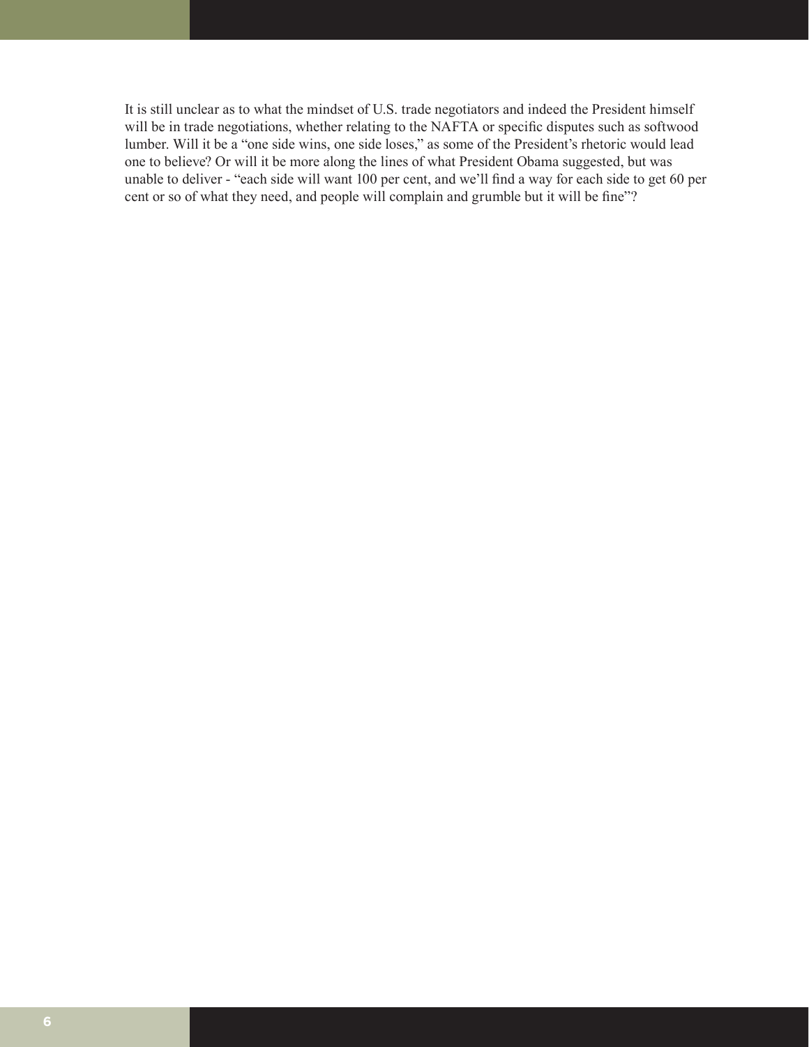It is still unclear as to what the mindset of U.S. trade negotiators and indeed the President himself will be in trade negotiations, whether relating to the NAFTA or specific disputes such as softwood lumber. Will it be a "one side wins, one side loses," as some of the President's rhetoric would lead one to believe? Or will it be more along the lines of what President Obama suggested, but was unable to deliver - "each side will want 100 per cent, and we'll find a way for each side to get 60 per cent or so of what they need, and people will complain and grumble but it will be fine"?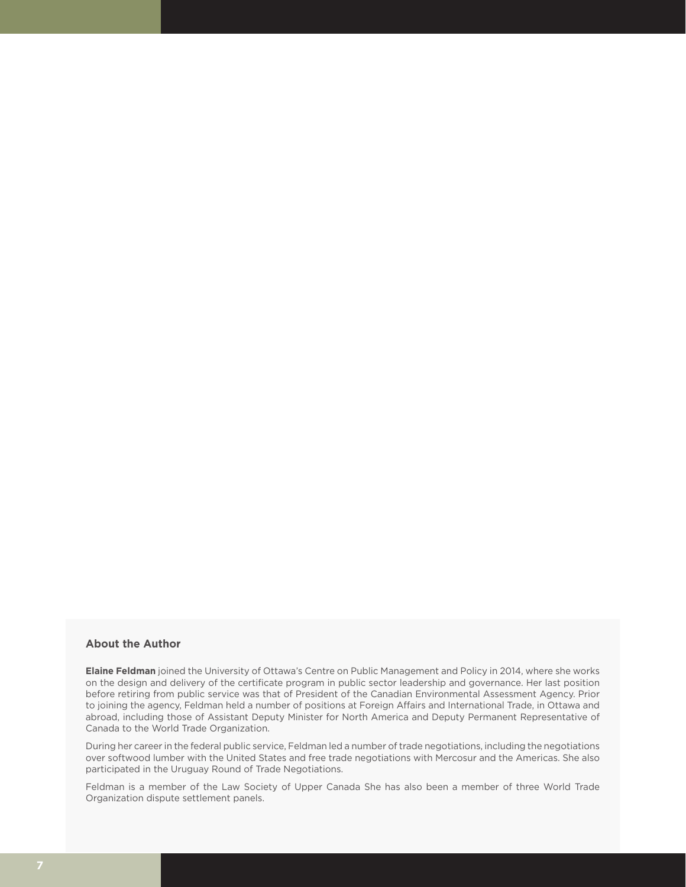## About the Author

**Elaine Feldman** joined the University of Ottawa's Centre on Public Management and Policy in 2014, where she works on the design and delivery of the certificate program in public sector leadership and governance. Her last position before retiring from public service was that of President of the Canadian Environmental Assessment Agency. Prior to joining the agency, Feldman held a number of positions at Foreign Affairs and International Trade, in Ottawa and abroad, including those of Assistant Deputy Minister for North America and Deputy Permanent Representative of Canada to the World Trade Organization.

During her career in the federal public service, Feldman led a number of trade negotiations, including the negotiations over softwood lumber with the United States and free trade negotiations with Mercosur and the Americas. She also participated in the Uruguay Round of Trade Negotiations.

Feldman is a member of the Law Society of Upper Canada She has also been a member of three World Trade Organization dispute settlement panels.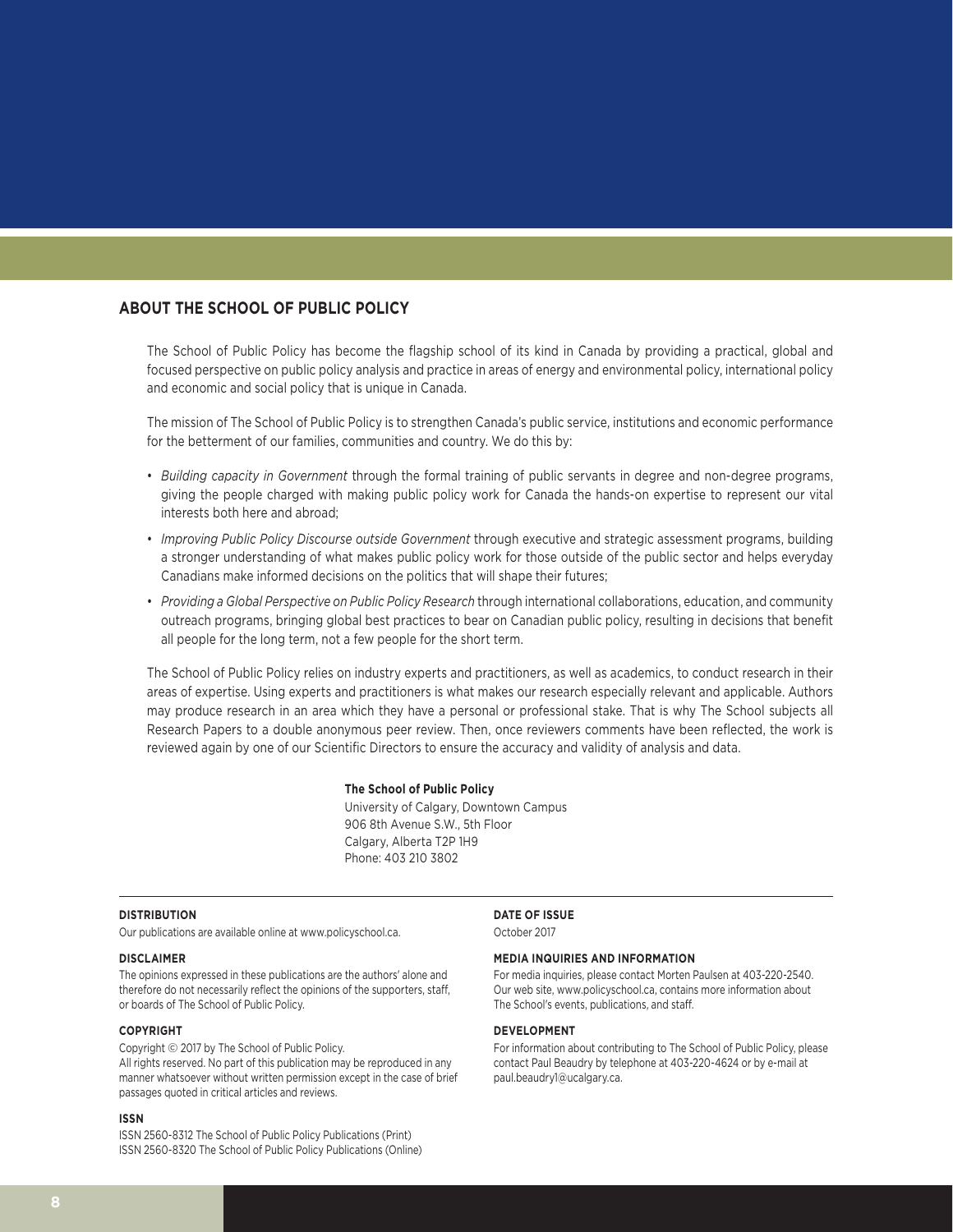## ABOUT THE SCHOOL OF PUBLIC POLICY

The School of Public Policy has become the flagship school of its kind in Canada by providing a practical, global and focused perspective on public policy analysis and practice in areas of energy and environmental policy, international policy and economic and social policy that is unique in Canada.

The mission of The School of Public Policy is to strengthen Canada's public service, institutions and economic performance for the betterment of our families, communities and country. We do this by:

- *Building capacity in Government* through the formal training of public servants in degree and non-degree programs, giving the people charged with making public policy work for Canada the hands-on expertise to represent our vital interests both here and abroad;
- *Improving Public Policy Discourse outside Government* through executive and strategic assessment programs, building a stronger understanding of what makes public policy work for those outside of the public sector and helps everyday Canadians make informed decisions on the politics that will shape their futures;
- *Providing a Global Perspective on Public Policy Research* through international collaborations, education, and community outreach programs, bringing global best practices to bear on Canadian public policy, resulting in decisions that benefit all people for the long term, not a few people for the short term.

The School of Public Policy relies on industry experts and practitioners, as well as academics, to conduct research in their areas of expertise. Using experts and practitioners is what makes our research especially relevant and applicable. Authors may produce research in an area which they have a personal or professional stake. That is why The School subjects all Research Papers to a double anonymous peer review. Then, once reviewers comments have been reflected, the work is reviewed again by one of our Scientific Directors to ensure the accuracy and validity of analysis and data.

**The School of Public Policy**
University of Calgary, Downtown Campus
906 8th Avenue S.W., 5th Floor
Calgary, Alberta T2P 1H9
Phone: 403 210 3802

**DISTRIBUTION**

Our publications are available online at www.policyschool.ca.

**DISCLAIMER**

The opinions expressed in these publications are the authors' alone and therefore do not necessarily reflect the opinions of the supporters, staff, or boards of The School of Public Policy.

**COPYRIGHT**

Copyright © 2017 by The School of Public Policy.
All rights reserved. No part of this publication may be reproduced in any manner whatsoever without written permission except in the case of brief passages quoted in critical articles and reviews.

**ISSN**

ISSN 2560-8312 The School of Public Policy Publications (Print)
ISSN 2560-8320 The School of Public Policy Publications (Online)

**DATE OF ISSUE**

October 2017

**MEDIA INQUIRIES AND INFORMATION**

For media inquiries, please contact Morten Paulsen at 403-220-2540. Our web site, www.policyschool.ca, contains more information about The School's events, publications, and staff.

**DEVELOPMENT**

For information about contributing to The School of Public Policy, please contact Paul Beaudry by telephone at 403-220-4624 or by e-mail at paul.beaudry1@ucalgary.ca.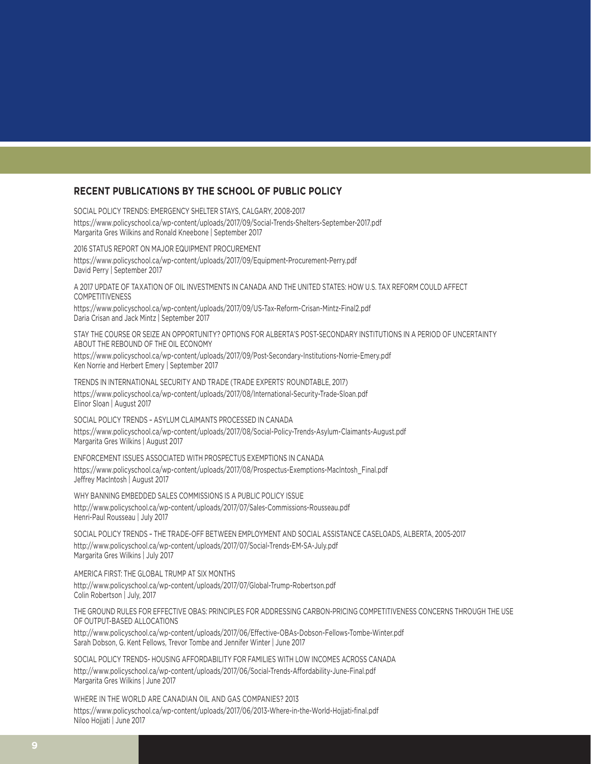## RECENT PUBLICATIONS BY THE SCHOOL OF PUBLIC POLICY

SOCIAL POLICY TRENDS: EMERGENCY SHELTER STAYS, CALGARY, 2008-2017
https://www.policyschool.ca/wp-content/uploads/2017/09/Social-Trends-Shelters-September-2017.pdf
Margarita Gres Wilkins and Ronald Kneebone | September 2017

2016 STATUS REPORT ON MAJOR EQUIPMENT PROCUREMENT
https://www.policyschool.ca/wp-content/uploads/2017/09/Equipment-Procurement-Perry.pdf
David Perry | September 2017

A 2017 UPDATE OF TAXATION OF OIL INVESTMENTS IN CANADA AND THE UNITED STATES: HOW U.S. TAX REFORM COULD AFFECT COMPETITIVENESS
https://www.policyschool.ca/wp-content/uploads/2017/09/US-Tax-Reform-Crisan-Mintz-Final2.pdf
Daria Crisan and Jack Mintz | September 2017

STAY THE COURSE OR SEIZE AN OPPORTUNITY? OPTIONS FOR ALBERTA'S POST-SECONDARY INSTITUTIONS IN A PERIOD OF UNCERTAINTY ABOUT THE REBOUND OF THE OIL ECONOMY
https://www.policyschool.ca/wp-content/uploads/2017/09/Post-Secondary-Institutions-Norrie-Emery.pdf
Ken Norrie and Herbert Emery | September 2017

TRENDS IN INTERNATIONAL SECURITY AND TRADE (TRADE EXPERTS' ROUNDTABLE, 2017)
https://www.policyschool.ca/wp-content/uploads/2017/08/International-Security-Trade-Sloan.pdf
Elinor Sloan | August 2017

SOCIAL POLICY TRENDS – ASYLUM CLAIMANTS PROCESSED IN CANADA
https://www.policyschool.ca/wp-content/uploads/2017/08/Social-Policy-Trends-Asylum-Claimants-August.pdf
Margarita Gres Wilkins | August 2017

ENFORCEMENT ISSUES ASSOCIATED WITH PROSPECTUS EXEMPTIONS IN CANADA
https://www.policyschool.ca/wp-content/uploads/2017/08/Prospectus-Exemptions-MacIntosh_Final.pdf
Jeffrey MacIntosh | August 2017

WHY BANNING EMBEDDED SALES COMMISSIONS IS A PUBLIC POLICY ISSUE
http://www.policyschool.ca/wp-content/uploads/2017/07/Sales-Commissions-Rousseau.pdf
Henri-Paul Rousseau | July 2017

SOCIAL POLICY TRENDS – THE TRADE-OFF BETWEEN EMPLOYMENT AND SOCIAL ASSISTANCE CASELOADS, ALBERTA, 2005-2017
http://www.policyschool.ca/wp-content/uploads/2017/07/Social-Trends-EM-SA-July.pdf
Margarita Gres Wilkins | July 2017

AMERICA FIRST: THE GLOBAL TRUMP AT SIX MONTHS
http://www.policyschool.ca/wp-content/uploads/2017/07/Global-Trump-Robertson.pdf
Colin Robertson | July, 2017

THE GROUND RULES FOR EFFECTIVE OBAS: PRINCIPLES FOR ADDRESSING CARBON-PRICING COMPETITIVENESS CONCERNS THROUGH THE USE OF OUTPUT-BASED ALLOCATIONS
http://www.policyschool.ca/wp-content/uploads/2017/06/Effective-OBAs-Dobson-Fellows-Tombe-Winter.pdf
Sarah Dobson, G. Kent Fellows, Trevor Tombe and Jennifer Winter | June 2017

SOCIAL POLICY TRENDS- HOUSING AFFORDABILITY FOR FAMILIES WITH LOW INCOMES ACROSS CANADA
http://www.policyschool.ca/wp-content/uploads/2017/06/Social-Trends-Affordability-June-Final.pdf
Margarita Gres Wilkins | June 2017

WHERE IN THE WORLD ARE CANADIAN OIL AND GAS COMPANIES? 2013
https://www.policyschool.ca/wp-content/uploads/2017/06/2013-Where-in-the-World-Hojjati-final.pdf
Niloo Hojjati | June 2017